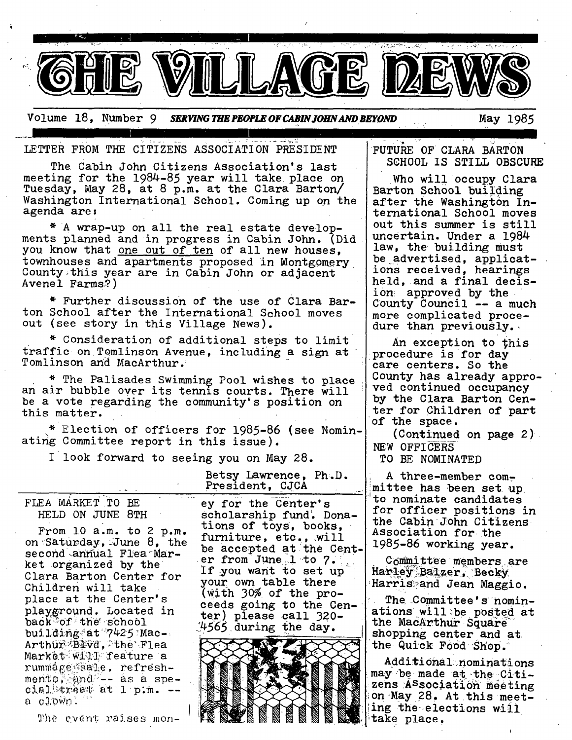# THE VILLAGE NEWS

Volume 18, Number 9 *SERVING THE PEOPLE OF CABIN JOHN AND BEYOND* May 1985

## LETTER FROM THE CITIZENS ASSOCIATION PRESIDENT

The Cabin John Citizens Association's last meeting for the 1984-85 year will take place on Tuesday, May 28, at 8 p.m. at the Clara Barton/Washington International School. Coming up on the agenda are:

* A wrap-up on all the real estate developments planned and in progress in Cabin John. (Did you know that one out of ten of all new houses, townhouses and apartments proposed in Montgomery County this year are in Cabin John or adjacent Avenel Farms?)

* Further discussion of the use of Clara Barton School after the International School moves out (see story in this Village News).

* Consideration of additional steps to limit traffic on Tomlinson Avenue, including a sign at Tomlinson and MacArthur.

* The Palisades Swimming Pool wishes to place an air bubble over its tennis courts. There will be a vote regarding the community's position on this matter.

* Election of officers for 1985-86 (see Nominating Committee report in this issue).

I look forward to seeing you on May 28.

Betsy Lawrence, Ph.D.
President, CJCA

## FLEA MARKET TO BE HELD ON JUNE 8TH

From 10 a.m. to 2 p.m. on Saturday, June 8, the second annual Flea Market organized by the Clara Barton Center for Children will take place at the Center's playground. Located in back of the school building at 7425 MacArthur Blvd, the Flea Market will feature a rummage sale, refreshments, and -- as a special treat at 1 p.m. -- a clown.

The event raises money for the Center's scholarship fund. Donations of toys, books, furniture, etc., will be accepted at the Center from June 1 to 7. If you want to set up your own table there (with 30% of the proceeds going to the Center) please call 320-4565 during the day.

## FUTURE OF CLARA BARTON SCHOOL IS STILL OBSCURE

Who will occupy Clara Barton School building after the Washington International School moves out this summer is still uncertain. Under a 1984 law, the building must be advertised, applications received, hearings held, and a final decision approved by the County Council -- a much more complicated procedure than previously.

An exception to this procedure is for day care centers. So the County has already approved continued occupancy by the Clara Barton Center for Children of part of the space.

(Continued on page 2)

## NEW OFFICERS TO BE NOMINATED

A three-member committee has been set up to nominate candidates for officer positions in the Cabin John Citizens Association for the 1985-86 working year.

Committee members are Harley Balzer, Becky Harris and Jean Maggio.

The Committee's nominations will be posted at the MacArthur Square shopping center and at the Quick Food Shop.

Additional nominations may be made at the Citizens Association meeting on May 28. At this meeting the elections will take place.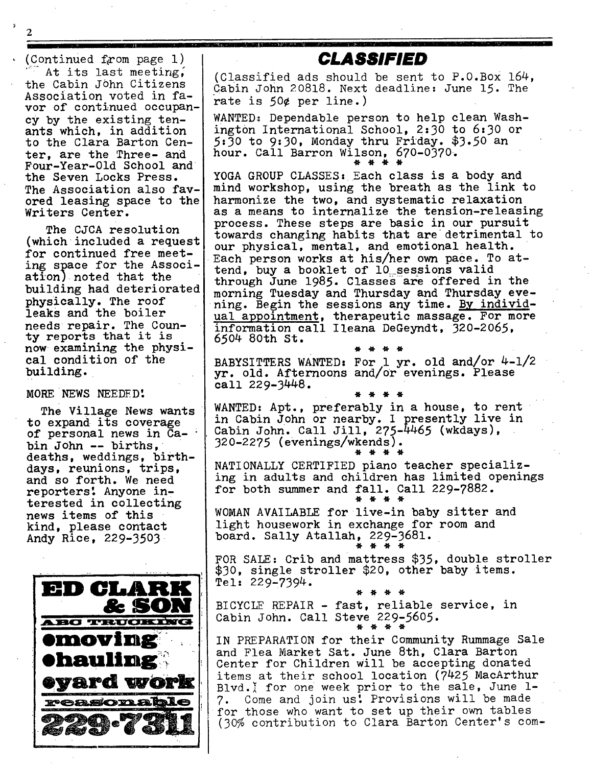(Continued from page 1)

At its last meeting, the Cabin John Citizens Association voted in favor of continued occupancy by the existing tenants which, in addition to the Clara Barton Center, are the Three- and Four-Year-Old School and the Seven Locks Press. The Association also favored leasing space to the Writers Center.

The CJCA resolution (which included a request for continued free meeting space for the Association) noted that the building had deteriorated physically. The roof leaks and the boiler needs repair. The County reports that it is now examining the physical condition of the building.

MORE NEWS NEEDED!

The Village News wants to expand its coverage of personal news in Cabin John -- births, deaths, weddings, birthdays, reunions, trips, and so forth. We need reporters! Anyone interested in collecting news items of this kind, please contact Andy Rice, 229-3503

**ED CLARK & SON**
**ABC TRUCKING**
- **moving**
- **hauling**
- **yard work**

**reasonable**
**229-7311**

## CLASSIFIED

(Classified ads should be sent to P.O.Box 164, Cabin John 20818. Next deadline: June 15. The rate is 50¢ per line.)

WANTED: Dependable person to help clean Washington International School, 2:30 to 6:30 or 5:30 to 9:30, Monday thru Friday. $3.50 an hour. Call Barron Wilson, 670-0370.

* * * *

YOGA GROUP CLASSES: Each class is a body and mind workshop, using the breath as the link to harmonize the two, and systematic relaxation as a means to internalize the tension-releasing process. These steps are basic in our pursuit towards changing habits that are detrimental to our physical, mental, and emotional health. Each person works at his/her own pace. To attend, buy a booklet of 10 sessions valid through June 1985. Classes are offered in the morning Tuesday and Thursday and Thursday evening. Begin the sessions any time. By individual appointment, therapeutic massage. For more information call Ileana DeGeyndt, 320-2065, 6504 80th St.

* * * *

BABYSITTERS WANTED: For 1 yr. old and/or 4-1/2 yr. old. Afternoons and/or evenings. Please call 229-3448.

* * * *

WANTED: Apt., preferably in a house, to rent in Cabin John or nearby. I presently live in Cabin John. Call Jill, 275-4465 (wkdays), 320-2275 (evenings/wkends).

* * * *

NATIONALLY CERTIFIED piano teacher specializing in adults and children has limited openings for both summer and fall. Call 229-7882.

* * * *

WOMAN AVAILABLE for live-in baby sitter and light housework in exchange for room and board. Sally Atallah, 229-3681.

* * * *

FOR SALE: Crib and mattress $35, double stroller $30, single stroller $20, other baby items. Tel: 229-7394.

* * * *

BICYCLE REPAIR - fast, reliable service, in Cabin John. Call Steve 229-5605.

* * * *

IN PREPARATION for their Community Rummage Sale and Flea Market Sat. June 8th, Clara Barton Center for Children will be accepting donated items at their school location (7425 MacArthur Blvd.) for one week prior to the sale, June 1-7. Come and join us! Provisions will be made for those who want to set up their own tables (30% contribution to Clara Barton Center's com-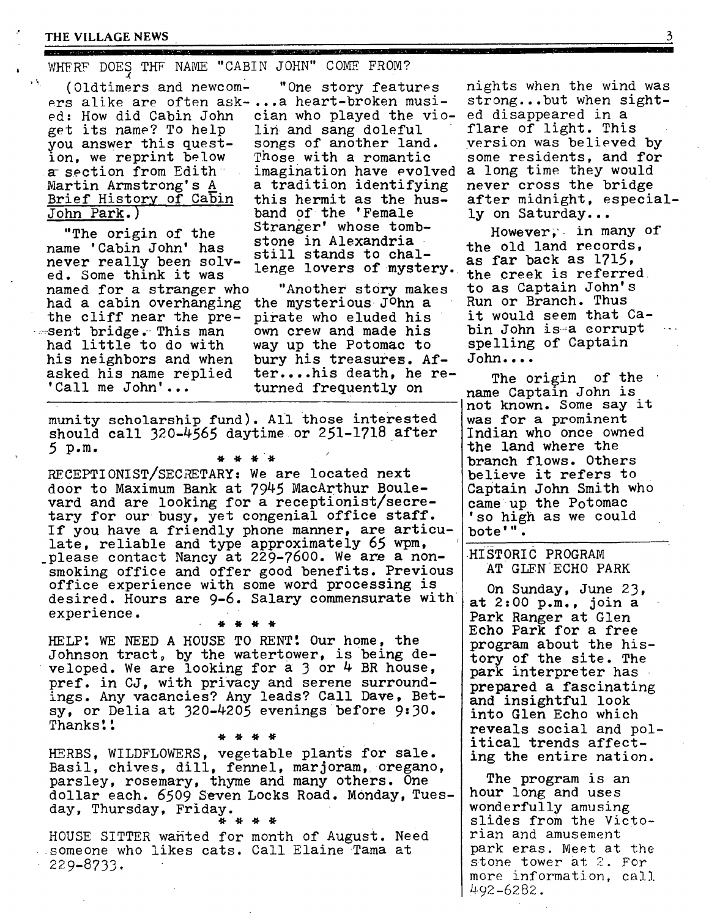## WHERE DOES THE NAME "CABIN JOHN" COME FROM?

(Oldtimers and newcomers alike are often asked: How did Cabin John get its name? To help you answer this question, we reprint below a section from Edith Martin Armstrong's _A Brief History of Cabin John Park_.)

"The origin of the name 'Cabin John' has never really been solved. Some think it was named for a stranger who had a cabin overhanging the cliff near the present bridge. This man had little to do with his neighbors and when asked his name replied 'Call me John'...

"One story features ...a heart-broken musician who played the violin and sang doleful songs of another land. Those with a romantic imagination have evolved a tradition identifying this hermit as the husband of the 'Female Stranger' whose tombstone in Alexandria still stands to challenge lovers of mystery.

"Another story makes the mysterious John a pirate who eluded his own crew and made his way up the Potomac to bury his treasures. After....his death, he returned frequently on nights when the wind was strong...but when sighted disappeared in a flare of light. This version was believed by some residents, and for a long time they would never cross the bridge after midnight, especially on Saturday...

However, in many of the old land records, as far back as 1715, the creek is referred to as Captain John's Run or Branch. Thus it would seem that Cabin John is a corrupt spelling of Captain John....

The origin of the name Captain John is not known. Some say it was for a prominent Indian who once owned the land where the branch flows. Others believe it refers to Captain John Smith who came up the Potomac 'so high as we could bote'".

munity scholarship fund). All those interested should call 320-4565 daytime or 251-1718 after 5 p.m.

* * * *

RECEPTIONIST/SECRETARY: We are located next door to Maximum Bank at 7945 MacArthur Boulevard and are looking for a receptionist/secretary for our busy, yet congenial office staff. If you have a friendly phone manner, are articulate, reliable and type approximately 65 wpm, please contact Nancy at 229-7600. We are a non-smoking office and offer good benefits. Previous office experience with some word processing is desired. Hours are 9-6. Salary commensurate with experience.

* * * *

HELP! WE NEED A HOUSE TO RENT! Our home, the Johnson tract, by the watertower, is being developed. We are looking for a 3 or 4 BR house, pref. in CJ, with privacy and serene surroundings. Any vacancies? Any leads? Call Dave, Betsy, or Delia at 320-4205 evenings before 9:30. Thanks!!

* * * *

HERBS, WILDFLOWERS, vegetable plants for sale. Basil, chives, dill, fennel, marjoram, oregano, parsley, rosemary, thyme and many others. One dollar each. 6509 Seven Locks Road. Monday, Tuesday, Thursday, Friday.

* * * *

HOUSE SITTER wanted for month of August. Need someone who likes cats. Call Elaine Tama at 229-8733.

## HISTORIC PROGRAM AT GLEN ECHO PARK

On Sunday, June 23, at 2:00 p.m., join a Park Ranger at Glen Echo Park for a free program about the history of the site. The park interpreter has prepared a fascinating and insightful look into Glen Echo which reveals social and political trends affecting the entire nation.

The program is an hour long and uses wonderfully amusing slides from the Victorian and amusement park eras. Meet at the stone tower at 2. For more information, call 492-6282.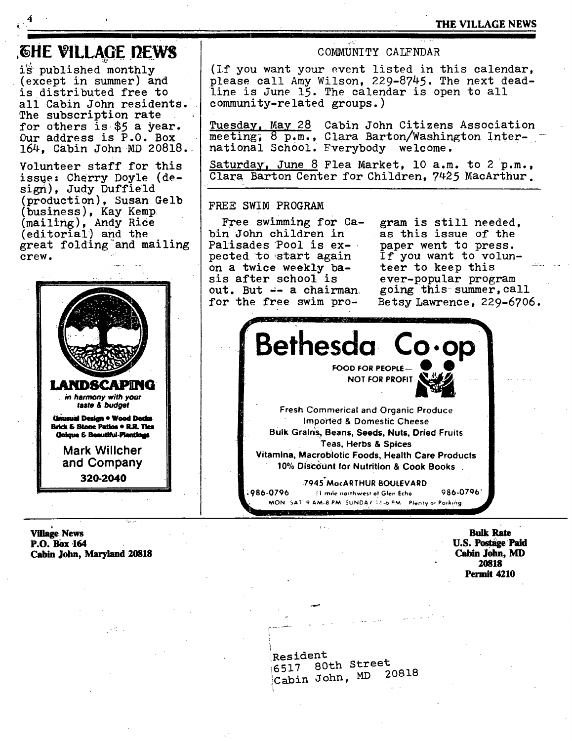## THE VILLAGE NEWS

is published monthly (except in summer) and is distributed free to all Cabin John residents. The subscription rate for others is $5 a year. Our address is P.O. Box 164, Cabin John MD 20818.

Volunteer staff for this issue: Cherry Doyle (design), Judy Duffield (production), Susan Gelb (business), Kay Kemp (mailing), Andy Rice (editorial) and the great folding and mailing crew.

**LANDSCAPING**

*in harmony with your taste & budget*

**Unusual Design • Wood Decks**
**Brick & Stone Patios • R.R. Ties**
**Unique & Beautiful Plantings**

Mark Willcher and Company

**320-2040**

### COMMUNITY CALENDAR

(If you want your event listed in this calendar, please call Amy Wilson, 229-8745. The next deadline is June 15. The calendar is open to all community-related groups.)

Tuesday, May 28 Cabin John Citizens Association meeting, 8 p.m., Clara Barton/Washington International School. Everybody welcome.

Saturday, June 8 Flea Market, 10 a.m. to 2 p.m., Clara Barton Center for Children, 7425 MacArthur.

### FREE SWIM PROGRAM

Free swimming for Cabin John children in Palisades Pool is expected to start again on a twice weekly basis after school is out. But -- a chairman for the free swim program is still needed, as this issue of the paper went to press. If you want to volunteer to keep this ever-popular program going this summer, call Betsy Lawrence, 229-6706.

# Bethesda Co•op

FOOD FOR PEOPLE— NOT FOR PROFIT

Fresh Commerical and Organic Produce
Imported & Domestic Cheese
Bulk Grains, Beans, Seeds, Nuts, Dried Fruits
Teas, Herbs & Spices
Vitamins, Macrobiotic Foods, Health Care Products
10% Discount for Nutrition & Cook Books

7945 MacARTHUR BOULEVARD

986-0796 (1 mile northwest of Glen Echo) 986-0796

MON SAT 9 AM-8 PM SUNDAY 11-6 PM Plenty of Parking

**Village News**
**P.O. Box 164**
**Cabin John, Maryland 20818**

**Bulk Rate**
**U.S. Postage Paid**
**Cabin John, MD**
**20818**
**Permit 4210**

Resident
6517 80th Street
Cabin John, MD 20818